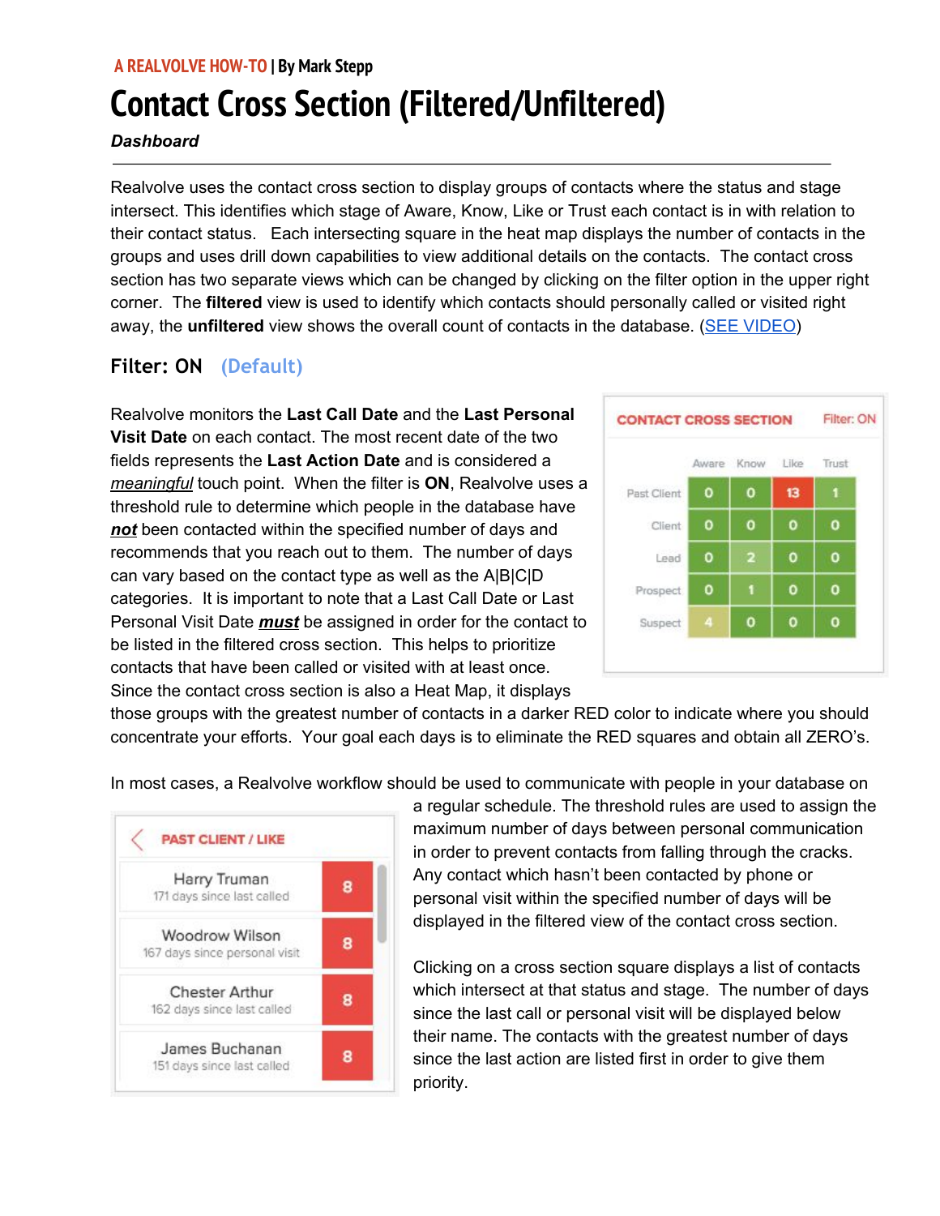A REALVOLVE HOW-TO | By Mark Stepp

# Contact Cross Section (Filtered/Unfiltered)

***Dashboard***

---

Realvolve uses the contact cross section to display groups of contacts where the status and stage intersect. This identifies which stage of Aware, Know, Like or Trust each contact is in with relation to their contact status. Each intersecting square in the heat map displays the number of contacts in the groups and uses drill down capabilities to view additional details on the contacts. The contact cross section has two separate views which can be changed by clicking on the filter option in the upper right corner. The **filtered** view is used to identify which contacts should personally called or visited right away, the **unfiltered** view shows the overall count of contacts in the database. (SEE VIDEO)

## Filter: ON (Default)

**CONTACT CROSS SECTION** Filter: ON

| | Aware | Know | Like | Trust |
|---|---|---|---|---|
| Past Client | 0 | 0 | 13 | 1 |
| Client | 0 | 0 | 0 | 0 |
| Lead | 0 | 2 | 0 | 0 |
| Prospect | 0 | 1 | 0 | 0 |
| Suspect | 4 | 0 | 0 | 0 |

Realvolve monitors the **Last Call Date** and the **Last Personal Visit Date** on each contact. The most recent date of the two fields represents the **Last Action Date** and is considered a *meaningful* touch point. When the filter is **ON**, Realvolve uses a threshold rule to determine which people in the database have ***not*** been contacted within the specified number of days and recommends that you reach out to them. The number of days can vary based on the contact type as well as the A|B|C|D categories. It is important to note that a Last Call Date or Last Personal Visit Date ***must*** be assigned in order for the contact to be listed in the filtered cross section. This helps to prioritize contacts that have been called or visited with at least once. Since the contact cross section is also a Heat Map, it displays those groups with the greatest number of contacts in a darker RED color to indicate where you should concentrate your efforts. Your goal each days is to eliminate the RED squares and obtain all ZERO's.

In most cases, a Realvolve workflow should be used to communicate with people in your database on a regular schedule. The threshold rules are used to assign the maximum number of days between personal communication in order to prevent contacts from falling through the cracks. Any contact which hasn't been contacted by phone or personal visit within the specified number of days will be displayed in the filtered view of the contact cross section.

**PAST CLIENT / LIKE**

| Contact | |
|---|---|
| Harry Truman<br>171 days since last called | 8 |
| Woodrow Wilson<br>167 days since personal visit | 8 |
| Chester Arthur<br>162 days since last called | 8 |
| James Buchanan<br>151 days since last called | 8 |

Clicking on a cross section square displays a list of contacts which intersect at that status and stage. The number of days since the last call or personal visit will be displayed below their name. The contacts with the greatest number of days since the last action are listed first in order to give them priority.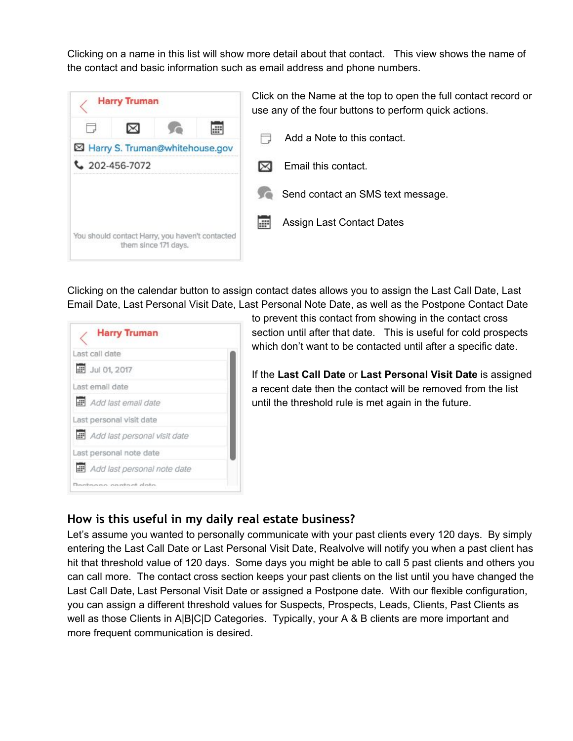Clicking on a name in this list will show more detail about that contact. This view shows the name of the contact and basic information such as email address and phone numbers.

Click on the Name at the top to open the full contact record or use any of the four buttons to perform quick actions.

- Add a Note to this contact.
- Email this contact.
- Send contact an SMS text message.
- Assign Last Contact Dates

Clicking on the calendar button to assign contact dates allows you to assign the Last Call Date, Last Email Date, Last Personal Visit Date, Last Personal Note Date, as well as the Postpone Contact Date to prevent this contact from showing in the contact cross section until after that date. This is useful for cold prospects which don't want to be contacted until after a specific date.

If the **Last Call Date** or **Last Personal Visit Date** is assigned a recent date then the contact will be removed from the list until the threshold rule is met again in the future.

## How is this useful in my daily real estate business?

Let's assume you wanted to personally communicate with your past clients every 120 days. By simply entering the Last Call Date or Last Personal Visit Date, Realvolve will notify you when a past client has hit that threshold value of 120 days. Some days you might be able to call 5 past clients and others you can call more. The contact cross section keeps your past clients on the list until you have changed the Last Call Date, Last Personal Visit Date or assigned a Postpone date. With our flexible configuration, you can assign a different threshold values for Suspects, Prospects, Leads, Clients, Past Clients as well as those Clients in A|B|C|D Categories. Typically, your A & B clients are more important and more frequent communication is desired.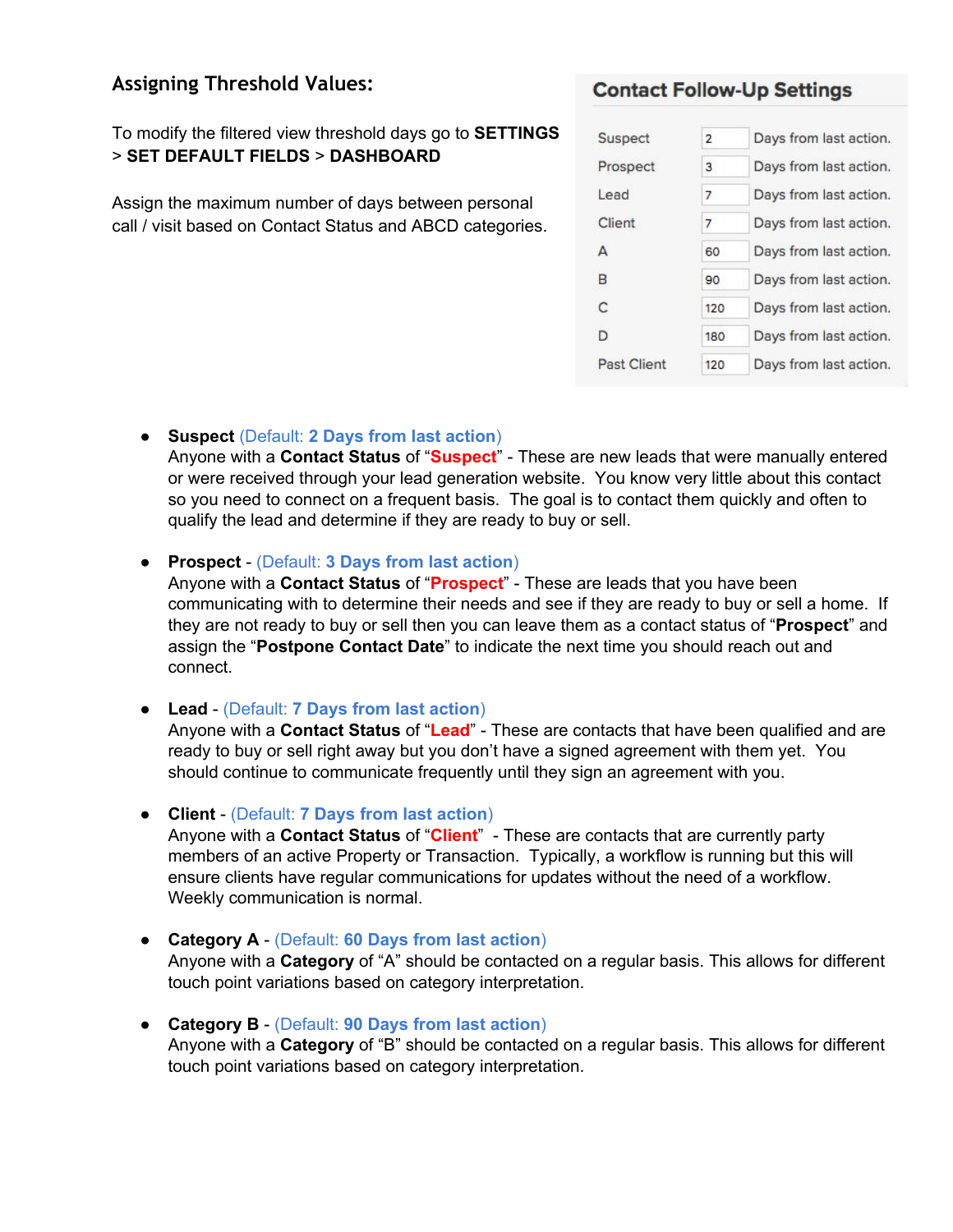## Assigning Threshold Values:

To modify the filtered view threshold days go to **SETTINGS > SET DEFAULT FIELDS > DASHBOARD**

Assign the maximum number of days between personal call / visit based on Contact Status and ABCD categories.

### Contact Follow-Up Settings

| | | |
|---|---|---|
| Suspect | 2 | Days from last action. |
| Prospect | 3 | Days from last action. |
| Lead | 7 | Days from last action. |
| Client | 7 | Days from last action. |
| A | 60 | Days from last action. |
| B | 90 | Days from last action. |
| C | 120 | Days from last action. |
| D | 180 | Days from last action. |
| Past Client | 120 | Days from last action. |

- **Suspect** (Default: **2 Days from last action**)
  Anyone with a **Contact Status** of "**Suspect**" - These are new leads that were manually entered or were received through your lead generation website. You know very little about this contact so you need to connect on a frequent basis. The goal is to contact them quickly and often to qualify the lead and determine if they are ready to buy or sell.

- **Prospect** - (Default: **3 Days from last action**)
  Anyone with a **Contact Status** of "**Prospect**" - These are leads that you have been communicating with to determine their needs and see if they are ready to buy or sell a home. If they are not ready to buy or sell then you can leave them as a contact status of "**Prospect**" and assign the "**Postpone Contact Date**" to indicate the next time you should reach out and connect.

- **Lead** - (Default: **7 Days from last action**)
  Anyone with a **Contact Status** of "**Lead**" - These are contacts that have been qualified and are ready to buy or sell right away but you don't have a signed agreement with them yet. You should continue to communicate frequently until they sign an agreement with you.

- **Client** - (Default: **7 Days from last action**)
  Anyone with a **Contact Status** of "**Client**" - These are contacts that are currently party members of an active Property or Transaction. Typically, a workflow is running but this will ensure clients have regular communications for updates without the need of a workflow. Weekly communication is normal.

- **Category A** - (Default: **60 Days from last action**)
  Anyone with a **Category** of "A" should be contacted on a regular basis. This allows for different touch point variations based on category interpretation.

- **Category B** - (Default: **90 Days from last action**)
  Anyone with a **Category** of "B" should be contacted on a regular basis. This allows for different touch point variations based on category interpretation.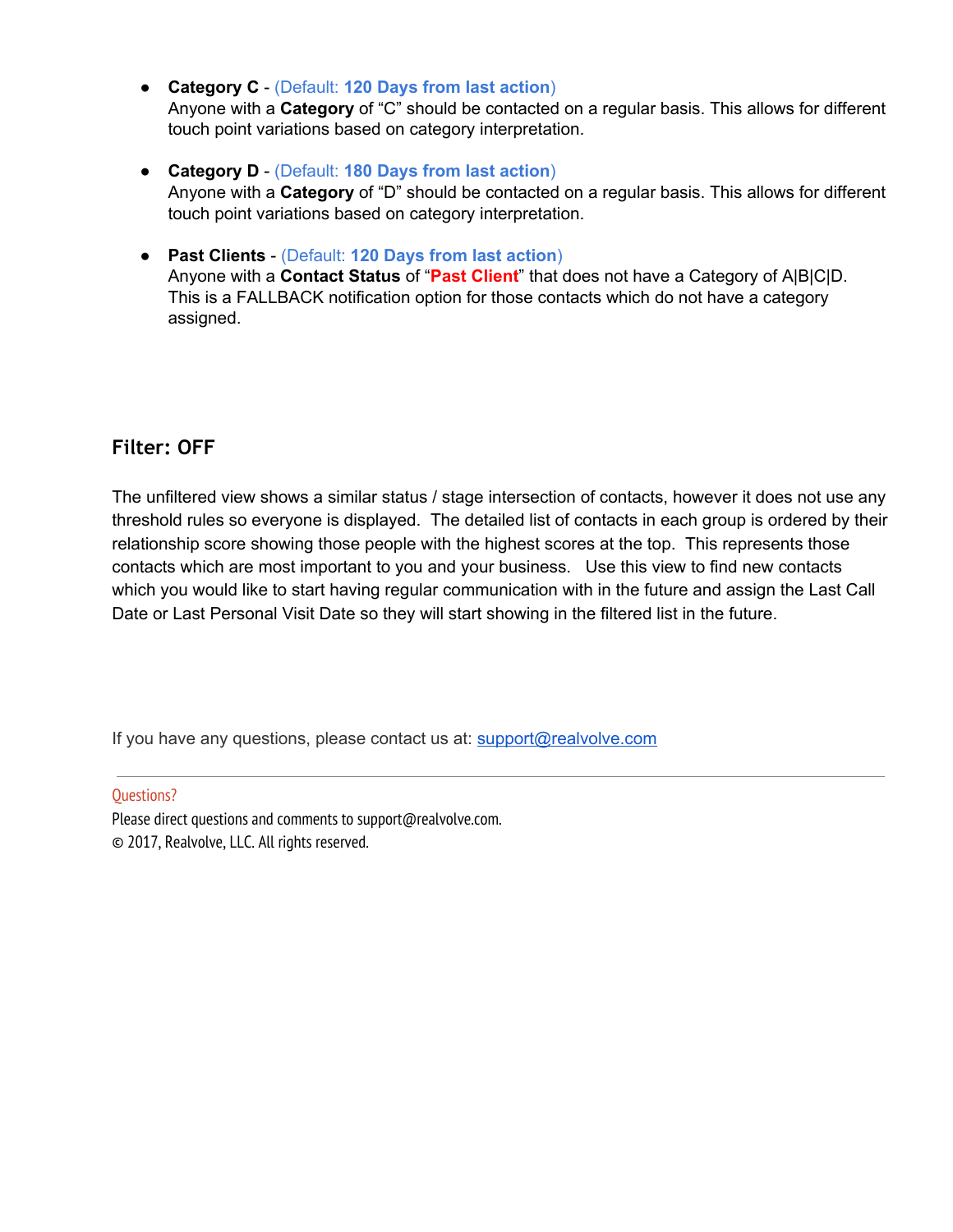- **Category C** - (Default: **120 Days from last action**)
  Anyone with a **Category** of “C” should be contacted on a regular basis. This allows for different touch point variations based on category interpretation.

- **Category D** - (Default: **180 Days from last action**)
  Anyone with a **Category** of “D” should be contacted on a regular basis. This allows for different touch point variations based on category interpretation.

- **Past Clients** - (Default: **120 Days from last action**)
  Anyone with a **Contact Status** of “**Past Client**” that does not have a Category of A|B|C|D. This is a FALLBACK notification option for those contacts which do not have a category assigned.

## Filter: OFF

The unfiltered view shows a similar status / stage intersection of contacts, however it does not use any threshold rules so everyone is displayed. The detailed list of contacts in each group is ordered by their relationship score showing those people with the highest scores at the top. This represents those contacts which are most important to you and your business. Use this view to find new contacts which you would like to start having regular communication with in the future and assign the Last Call Date or Last Personal Visit Date so they will start showing in the filtered list in the future.

If you have any questions, please contact us at: support@realvolve.com

---

Questions?

Please direct questions and comments to support@realvolve.com.

© 2017, Realvolve, LLC. All rights reserved.